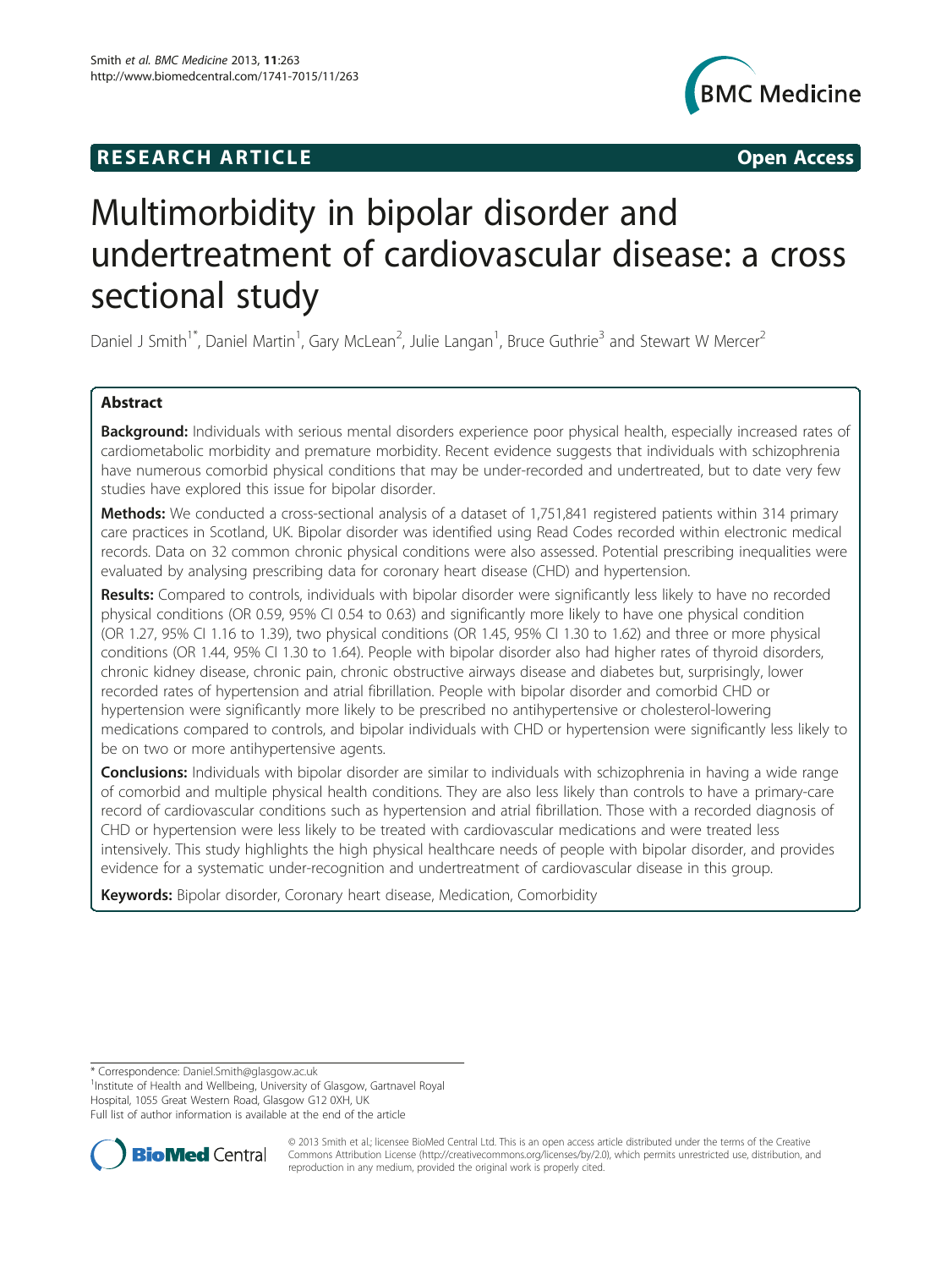**RESEARCH ARTICLE** **Open Access**

# Multimorbidity in bipolar disorder and undertreatment of cardiovascular disease: a cross sectional study

Daniel J Smith[1*], Daniel Martin[1], Gary McLean[2], Julie Langan[1], Bruce Guthrie[3] and Stewart W Mercer[2]

## Abstract

**Background:** Individuals with serious mental disorders experience poor physical health, especially increased rates of cardiometabolic morbidity and premature morbidity. Recent evidence suggests that individuals with schizophrenia have numerous comorbid physical conditions that may be under-recorded and undertreated, but to date very few studies have explored this issue for bipolar disorder.

**Methods:** We conducted a cross-sectional analysis of a dataset of 1,751,841 registered patients within 314 primary care practices in Scotland, UK. Bipolar disorder was identified using Read Codes recorded within electronic medical records. Data on 32 common chronic physical conditions were also assessed. Potential prescribing inequalities were evaluated by analysing prescribing data for coronary heart disease (CHD) and hypertension.

**Results:** Compared to controls, individuals with bipolar disorder were significantly less likely to have no recorded physical conditions (OR 0.59, 95% CI 0.54 to 0.63) and significantly more likely to have one physical condition (OR 1.27, 95% CI 1.16 to 1.39), two physical conditions (OR 1.45, 95% CI 1.30 to 1.62) and three or more physical conditions (OR 1.44, 95% CI 1.30 to 1.64). People with bipolar disorder also had higher rates of thyroid disorders, chronic kidney disease, chronic pain, chronic obstructive airways disease and diabetes but, surprisingly, lower recorded rates of hypertension and atrial fibrillation. People with bipolar disorder and comorbid CHD or hypertension were significantly more likely to be prescribed no antihypertensive or cholesterol-lowering medications compared to controls, and bipolar individuals with CHD or hypertension were significantly less likely to be on two or more antihypertensive agents.

**Conclusions:** Individuals with bipolar disorder are similar to individuals with schizophrenia in having a wide range of comorbid and multiple physical health conditions. They are also less likely than controls to have a primary-care record of cardiovascular conditions such as hypertension and atrial fibrillation. Those with a recorded diagnosis of CHD or hypertension were less likely to be treated with cardiovascular medications and were treated less intensively. This study highlights the high physical healthcare needs of people with bipolar disorder, and provides evidence for a systematic under-recognition and undertreatment of cardiovascular disease in this group.

**Keywords:** Bipolar disorder, Coronary heart disease, Medication, Comorbidity

---

\* Correspondence: Daniel.Smith@glasgow.ac.uk
[1]Institute of Health and Wellbeing, University of Glasgow, Gartnavel Royal Hospital, 1055 Great Western Road, Glasgow G12 0XH, UK
Full list of author information is available at the end of the article

© 2013 Smith et al.; licensee BioMed Central Ltd. This is an open access article distributed under the terms of the Creative Commons Attribution License (http://creativecommons.org/licenses/by/2.0), which permits unrestricted use, distribution, and reproduction in any medium, provided the original work is properly cited.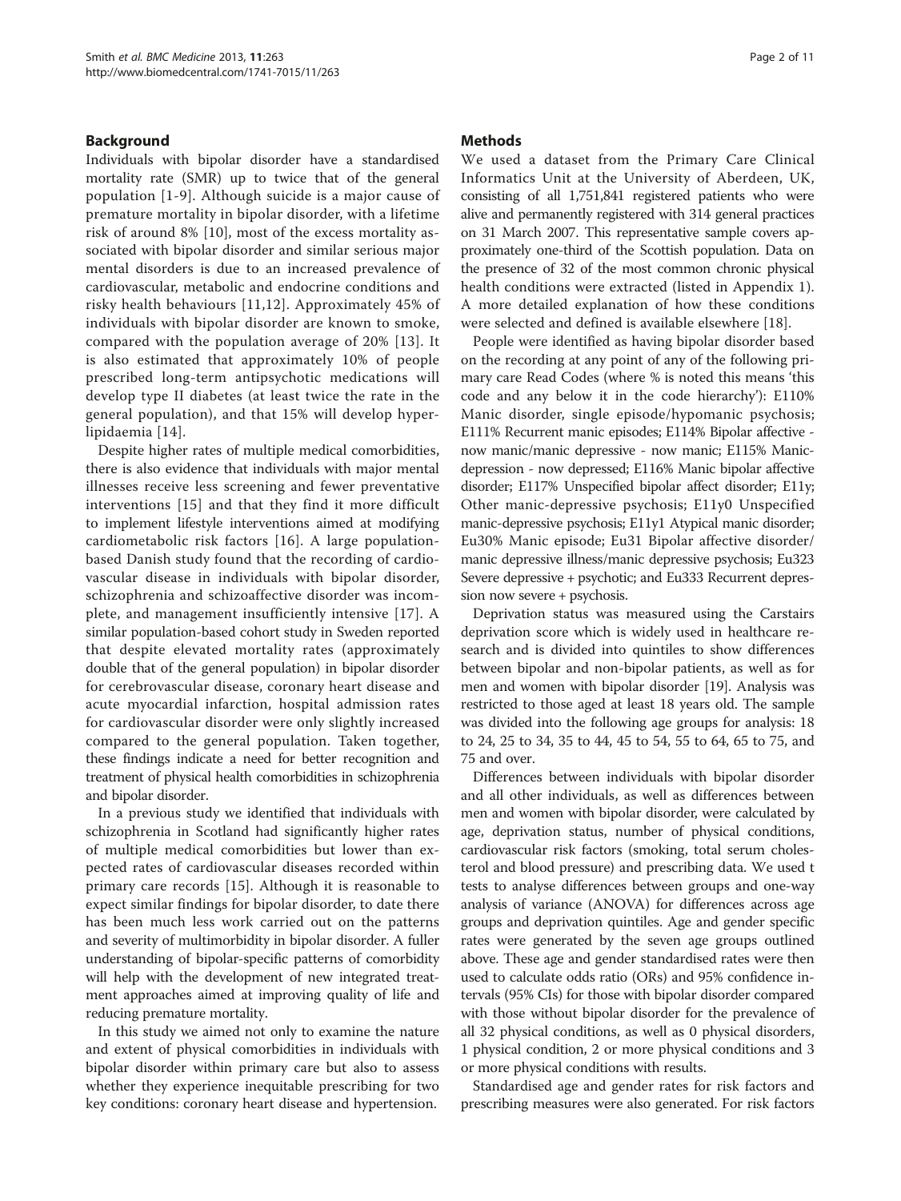## Background

Individuals with bipolar disorder have a standardised mortality rate (SMR) up to twice that of the general population [1-9]. Although suicide is a major cause of premature mortality in bipolar disorder, with a lifetime risk of around 8% [10], most of the excess mortality associated with bipolar disorder and similar serious major mental disorders is due to an increased prevalence of cardiovascular, metabolic and endocrine conditions and risky health behaviours [11,12]. Approximately 45% of individuals with bipolar disorder are known to smoke, compared with the population average of 20% [13]. It is also estimated that approximately 10% of people prescribed long-term antipsychotic medications will develop type II diabetes (at least twice the rate in the general population), and that 15% will develop hyperlipidaemia [14].

Despite higher rates of multiple medical comorbidities, there is also evidence that individuals with major mental illnesses receive less screening and fewer preventative interventions [15] and that they find it more difficult to implement lifestyle interventions aimed at modifying cardiometabolic risk factors [16]. A large population-based Danish study found that the recording of cardiovascular disease in individuals with bipolar disorder, schizophrenia and schizoaffective disorder was incomplete, and management insufficiently intensive [17]. A similar population-based cohort study in Sweden reported that despite elevated mortality rates (approximately double that of the general population) in bipolar disorder for cerebrovascular disease, coronary heart disease and acute myocardial infarction, hospital admission rates for cardiovascular disorder were only slightly increased compared to the general population. Taken together, these findings indicate a need for better recognition and treatment of physical health comorbidities in schizophrenia and bipolar disorder.

In a previous study we identified that individuals with schizophrenia in Scotland had significantly higher rates of multiple medical comorbidities but lower than expected rates of cardiovascular diseases recorded within primary care records [15]. Although it is reasonable to expect similar findings for bipolar disorder, to date there has been much less work carried out on the patterns and severity of multimorbidity in bipolar disorder. A fuller understanding of bipolar-specific patterns of comorbidity will help with the development of new integrated treatment approaches aimed at improving quality of life and reducing premature mortality.

In this study we aimed not only to examine the nature and extent of physical comorbidities in individuals with bipolar disorder within primary care but also to assess whether they experience inequitable prescribing for two key conditions: coronary heart disease and hypertension.

## Methods

We used a dataset from the Primary Care Clinical Informatics Unit at the University of Aberdeen, UK, consisting of all 1,751,841 registered patients who were alive and permanently registered with 314 general practices on 31 March 2007. This representative sample covers approximately one-third of the Scottish population. Data on the presence of 32 of the most common chronic physical health conditions were extracted (listed in Appendix 1). A more detailed explanation of how these conditions were selected and defined is available elsewhere [18].

People were identified as having bipolar disorder based on the recording at any point of any of the following primary care Read Codes (where % is noted this means 'this code and any below it in the code hierarchy'): E110% Manic disorder, single episode/hypomanic psychosis; E111% Recurrent manic episodes; E114% Bipolar affective - now manic/manic depressive - now manic; E115% Manic-depression - now depressed; E116% Manic bipolar affective disorder; E117% Unspecified bipolar affect disorder; E11y; Other manic-depressive psychosis; E11y0 Unspecified manic-depressive psychosis; E11y1 Atypical manic disorder; Eu30% Manic episode; Eu31 Bipolar affective disorder/manic depressive illness/manic depressive psychosis; Eu323 Severe depressive + psychotic; and Eu333 Recurrent depression now severe + psychosis.

Deprivation status was measured using the Carstairs deprivation score which is widely used in healthcare research and is divided into quintiles to show differences between bipolar and non-bipolar patients, as well as for men and women with bipolar disorder [19]. Analysis was restricted to those aged at least 18 years old. The sample was divided into the following age groups for analysis: 18 to 24, 25 to 34, 35 to 44, 45 to 54, 55 to 64, 65 to 75, and 75 and over.

Differences between individuals with bipolar disorder and all other individuals, as well as differences between men and women with bipolar disorder, were calculated by age, deprivation status, number of physical conditions, cardiovascular risk factors (smoking, total serum cholesterol and blood pressure) and prescribing data. We used t tests to analyse differences between groups and one-way analysis of variance (ANOVA) for differences across age groups and deprivation quintiles. Age and gender specific rates were generated by the seven age groups outlined above. These age and gender standardised rates were then used to calculate odds ratio (ORs) and 95% confidence intervals (95% CIs) for those with bipolar disorder compared with those without bipolar disorder for the prevalence of all 32 physical conditions, as well as 0 physical disorders, 1 physical condition, 2 or more physical conditions and 3 or more physical conditions with results.

Standardised age and gender rates for risk factors and prescribing measures were also generated. For risk factors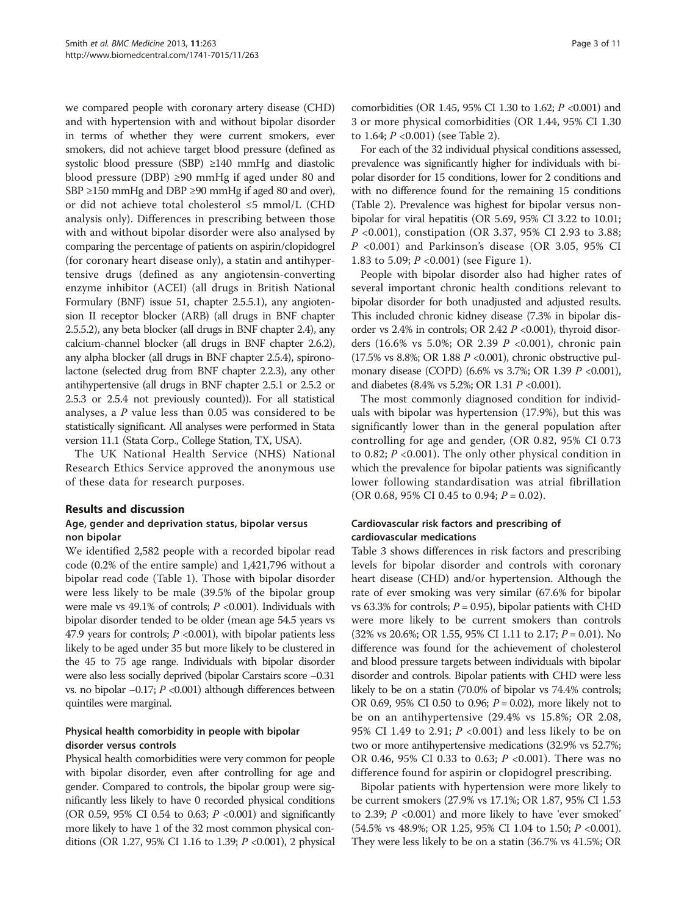we compared people with coronary artery disease (CHD) and with hypertension with and without bipolar disorder in terms of whether they were current smokers, ever smokers, did not achieve target blood pressure (defined as systolic blood pressure (SBP) ≥140 mmHg and diastolic blood pressure (DBP) ≥90 mmHg if aged under 80 and SBP ≥150 mmHg and DBP ≥90 mmHg if aged 80 and over), or did not achieve total cholesterol ≤5 mmol/L (CHD analysis only). Differences in prescribing between those with and without bipolar disorder were also analysed by comparing the percentage of patients on aspirin/clopidogrel (for coronary heart disease only), a statin and antihypertensive drugs (defined as any angiotensin-converting enzyme inhibitor (ACEI) (all drugs in British National Formulary (BNF) issue 51, chapter 2.5.5.1), any angiotensin II receptor blocker (ARB) (all drugs in BNF chapter 2.5.5.2), any beta blocker (all drugs in BNF chapter 2.4), any calcium-channel blocker (all drugs in BNF chapter 2.6.2), any alpha blocker (all drugs in BNF chapter 2.5.4), spironolactone (selected drug from BNF chapter 2.2.3), any other antihypertensive (all drugs in BNF chapter 2.5.1 or 2.5.2 or 2.5.3 or 2.5.4 not previously counted)). For all statistical analyses, a *P* value less than 0.05 was considered to be statistically significant. All analyses were performed in Stata version 11.1 (Stata Corp., College Station, TX, USA).

The UK National Health Service (NHS) National Research Ethics Service approved the anonymous use of these data for research purposes.

## Results and discussion

### Age, gender and deprivation status, bipolar versus non bipolar

We identified 2,582 people with a recorded bipolar read code (0.2% of the entire sample) and 1,421,796 without a bipolar read code (Table 1). Those with bipolar disorder were less likely to be male (39.5% of the bipolar group were male vs 49.1% of controls; $P$ <0.001). Individuals with bipolar disorder tended to be older (mean age 54.5 years vs 47.9 years for controls; $P$ <0.001), with bipolar patients less likely to be aged under 35 but more likely to be clustered in the 45 to 75 age range. Individuals with bipolar disorder were also less socially deprived (bipolar Carstairs score −0.31 vs. no bipolar −0.17; $P$ <0.001) although differences between quintiles were marginal.

### Physical health comorbidity in people with bipolar disorder versus controls

Physical health comorbidities were very common for people with bipolar disorder, even after controlling for age and gender. Compared to controls, the bipolar group were significantly less likely to have 0 recorded physical conditions (OR 0.59, 95% CI 0.54 to 0.63; $P$ <0.001) and significantly more likely to have 1 of the 32 most common physical conditions (OR 1.27, 95% CI 1.16 to 1.39; $P$ <0.001), 2 physical comorbidities (OR 1.45, 95% CI 1.30 to 1.62; $P$ <0.001) and 3 or more physical comorbidities (OR 1.44, 95% CI 1.30 to 1.64; $P$ <0.001) (see Table 2).

For each of the 32 individual physical conditions assessed, prevalence was significantly higher for individuals with bipolar disorder for 15 conditions, lower for 2 conditions and with no difference found for the remaining 15 conditions (Table 2). Prevalence was highest for bipolar versus non-bipolar for viral hepatitis (OR 5.69, 95% CI 3.22 to 10.01; $P$ <0.001), constipation (OR 3.37, 95% CI 2.93 to 3.88; $P$ <0.001) and Parkinson's disease (OR 3.05, 95% CI 1.83 to 5.09; $P$ <0.001) (see Figure 1).

People with bipolar disorder also had higher rates of several important chronic health conditions relevant to bipolar disorder for both unadjusted and adjusted results. This included chronic kidney disease (7.3% in bipolar disorder vs 2.4% in controls; OR 2.42 $P$ <0.001), thyroid disorders (16.6% vs 5.0%; OR 2.39 $P$ <0.001), chronic pain (17.5% vs 8.8%; OR 1.88 $P$ <0.001), chronic obstructive pulmonary disease (COPD) (6.6% vs 3.7%; OR 1.39 $P$ <0.001), and diabetes (8.4% vs 5.2%; OR 1.31 $P$ <0.001).

The most commonly diagnosed condition for individuals with bipolar was hypertension (17.9%), but this was significantly lower than in the general population after controlling for age and gender, (OR 0.82, 95% CI 0.73 to 0.82; $P$ <0.001). The only other physical condition in which the prevalence for bipolar patients was significantly lower following standardisation was atrial fibrillation (OR 0.68, 95% CI 0.45 to 0.94; $P$ = 0.02).

### Cardiovascular risk factors and prescribing of cardiovascular medications

Table 3 shows differences in risk factors and prescribing levels for bipolar disorder and controls with coronary heart disease (CHD) and/or hypertension. Although the rate of ever smoking was very similar (67.6% for bipolar vs 63.3% for controls; $P$ = 0.95), bipolar patients with CHD were more likely to be current smokers than controls (32% vs 20.6%; OR 1.55, 95% CI 1.11 to 2.17; $P$ = 0.01). No difference was found for the achievement of cholesterol and blood pressure targets between individuals with bipolar disorder and controls. Bipolar patients with CHD were less likely to be on a statin (70.0% of bipolar vs 74.4% controls; OR 0.69, 95% CI 0.50 to 0.96; $P$ = 0.02), more likely not to be on an antihypertensive (29.4% vs 15.8%; OR 2.08, 95% CI 1.49 to 2.91; $P$ <0.001) and less likely to be on two or more antihypertensive medications (32.9% vs 52.7%; OR 0.46, 95% CI 0.33 to 0.63; $P$ <0.001). There was no difference found for aspirin or clopidogrel prescribing.

Bipolar patients with hypertension were more likely to be current smokers (27.9% vs 17.1%; OR 1.87, 95% CI 1.53 to 2.39; $P$ <0.001) and more likely to have 'ever smoked' (54.5% vs 48.9%; OR 1.25, 95% CI 1.04 to 1.50; $P$ <0.001). They were less likely to be on a statin (36.7% vs 41.5%; OR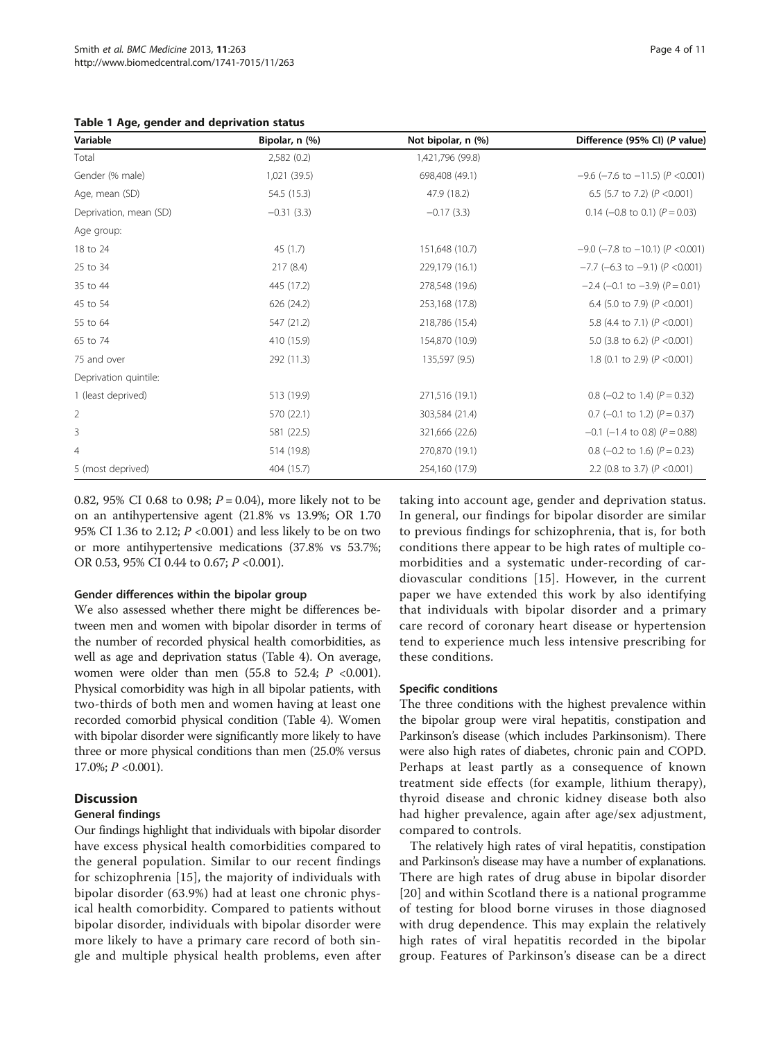**Table 1 Age, gender and deprivation status**

| Variable | Bipolar, n (%) | Not bipolar, n (%) | Difference (95% CI) (P value) |
|---|---|---|---|
| Total | 2,582 (0.2) | 1,421,796 (99.8) | |
| Gender (% male) | 1,021 (39.5) | 698,408 (49.1) | −9.6 (−7.6 to −11.5) (P <0.001) |
| Age, mean (SD) | 54.5 (15.3) | 47.9 (18.2) | 6.5 (5.7 to 7.2) (P <0.001) |
| Deprivation, mean (SD) | −0.31 (3.3) | −0.17 (3.3) | 0.14 (−0.8 to 0.1) (P = 0.03) |
| Age group: | | | |
| 18 to 24 | 45 (1.7) | 151,648 (10.7) | −9.0 (−7.8 to −10.1) (P <0.001) |
| 25 to 34 | 217 (8.4) | 229,179 (16.1) | −7.7 (−6.3 to −9.1) (P <0.001) |
| 35 to 44 | 445 (17.2) | 278,548 (19.6) | −2.4 (−0.1 to −3.9) (P = 0.01) |
| 45 to 54 | 626 (24.2) | 253,168 (17.8) | 6.4 (5.0 to 7.9) (P <0.001) |
| 55 to 64 | 547 (21.2) | 218,786 (15.4) | 5.8 (4.4 to 7.1) (P <0.001) |
| 65 to 74 | 410 (15.9) | 154,870 (10.9) | 5.0 (3.8 to 6.2) (P <0.001) |
| 75 and over | 292 (11.3) | 135,597 (9.5) | 1.8 (0.1 to 2.9) (P <0.001) |
| Deprivation quintile: | | | |
| 1 (least deprived) | 513 (19.9) | 271,516 (19.1) | 0.8 (−0.2 to 1.4) (P = 0.32) |
| 2 | 570 (22.1) | 303,584 (21.4) | 0.7 (−0.1 to 1.2) (P = 0.37) |
| 3 | 581 (22.5) | 321,666 (22.6) | −0.1 (−1.4 to 0.8) (P = 0.88) |
| 4 | 514 (19.8) | 270,870 (19.1) | 0.8 (−0.2 to 1.6) (P = 0.23) |
| 5 (most deprived) | 404 (15.7) | 254,160 (17.9) | 2.2 (0.8 to 3.7) (P <0.001) |

0.82, 95% CI 0.68 to 0.98; $P = 0.04$), more likely not to be on an antihypertensive agent (21.8% vs 13.9%; OR 1.70 95% CI 1.36 to 2.12; $P < 0.001$) and less likely to be on two or more antihypertensive medications (37.8% vs 53.7%; OR 0.53, 95% CI 0.44 to 0.67; $P < 0.001$).

#### Gender differences within the bipolar group

We also assessed whether there might be differences between men and women with bipolar disorder in terms of the number of recorded physical health comorbidities, as well as age and deprivation status (Table 4). On average, women were older than men (55.8 to 52.4; $P < 0.001$). Physical comorbidity was high in all bipolar patients, with two-thirds of both men and women having at least one recorded comorbid physical condition (Table 4). Women with bipolar disorder were significantly more likely to have three or more physical conditions than men (25.0% versus 17.0%; $P < 0.001$).

## Discussion

#### General findings

Our findings highlight that individuals with bipolar disorder have excess physical health comorbidities compared to the general population. Similar to our recent findings for schizophrenia [15], the majority of individuals with bipolar disorder (63.9%) had at least one chronic physical health comorbidity. Compared to patients without bipolar disorder, individuals with bipolar disorder were more likely to have a primary care record of both single and multiple physical health problems, even after taking into account age, gender and deprivation status. In general, our findings for bipolar disorder are similar to previous findings for schizophrenia, that is, for both conditions there appear to be high rates of multiple comorbidities and a systematic under-recording of cardiovascular conditions [15]. However, in the current paper we have extended this work by also identifying that individuals with bipolar disorder and a primary care record of coronary heart disease or hypertension tend to experience much less intensive prescribing for these conditions.

#### Specific conditions

The three conditions with the highest prevalence within the bipolar group were viral hepatitis, constipation and Parkinson's disease (which includes Parkinsonism). There were also high rates of diabetes, chronic pain and COPD. Perhaps at least partly as a consequence of known treatment side effects (for example, lithium therapy), thyroid disease and chronic kidney disease both also had higher prevalence, again after age/sex adjustment, compared to controls.

The relatively high rates of viral hepatitis, constipation and Parkinson's disease may have a number of explanations. There are high rates of drug abuse in bipolar disorder [20] and within Scotland there is a national programme of testing for blood borne viruses in those diagnosed with drug dependence. This may explain the relatively high rates of viral hepatitis recorded in the bipolar group. Features of Parkinson's disease can be a direct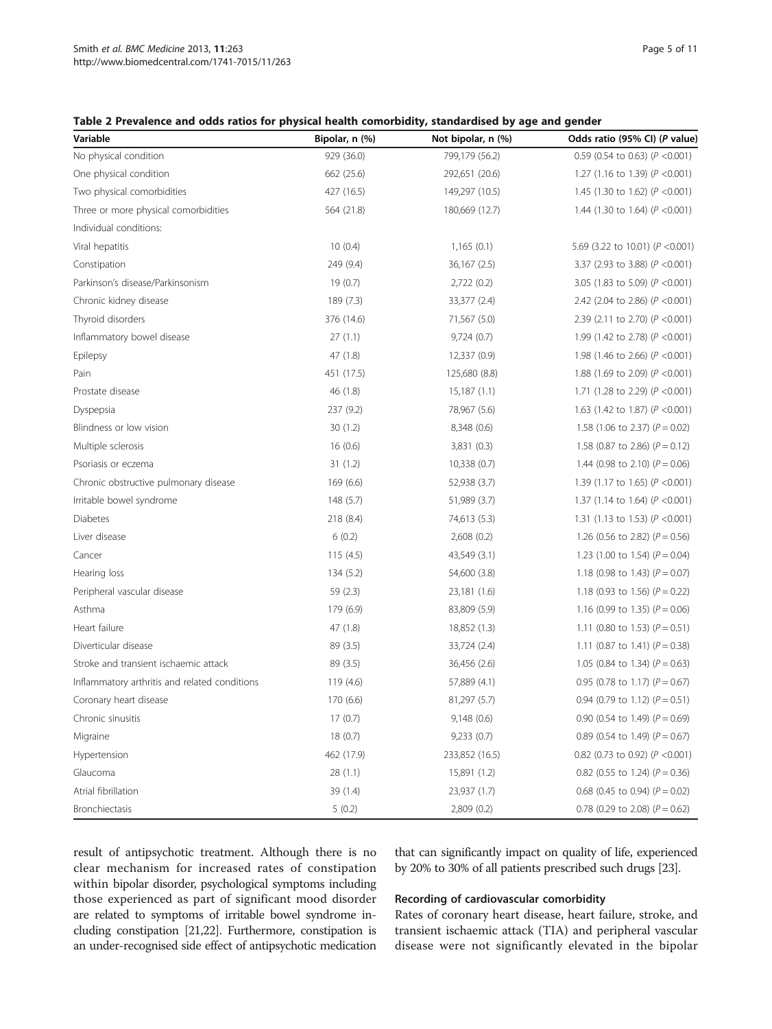**Table 2 Prevalence and odds ratios for physical health comorbidity, standardised by age and gender**

| Variable | Bipolar, n (%) | Not bipolar, n (%) | Odds ratio (95% CI) (P value) |
|---|---|---|---|
| No physical condition | 929 (36.0) | 799,179 (56.2) | 0.59 (0.54 to 0.63) ($P$ <0.001) |
| One physical condition | 662 (25.6) | 292,651 (20.6) | 1.27 (1.16 to 1.39) ($P$ <0.001) |
| Two physical comorbidities | 427 (16.5) | 149,297 (10.5) | 1.45 (1.30 to 1.62) ($P$ <0.001) |
| Three or more physical comorbidities | 564 (21.8) | 180,669 (12.7) | 1.44 (1.30 to 1.64) ($P$ <0.001) |
| Individual conditions: | | | |
| Viral hepatitis | 10 (0.4) | 1,165 (0.1) | 5.69 (3.22 to 10.01) ($P$ <0.001) |
| Constipation | 249 (9.4) | 36,167 (2.5) | 3.37 (2.93 to 3.88) ($P$ <0.001) |
| Parkinson's disease/Parkinsonism | 19 (0.7) | 2,722 (0.2) | 3.05 (1.83 to 5.09) ($P$ <0.001) |
| Chronic kidney disease | 189 (7.3) | 33,377 (2.4) | 2.42 (2.04 to 2.86) ($P$ <0.001) |
| Thyroid disorders | 376 (14.6) | 71,567 (5.0) | 2.39 (2.11 to 2.70) ($P$ <0.001) |
| Inflammatory bowel disease | 27 (1.1) | 9,724 (0.7) | 1.99 (1.42 to 2.78) ($P$ <0.001) |
| Epilepsy | 47 (1.8) | 12,337 (0.9) | 1.98 (1.46 to 2.66) ($P$ <0.001) |
| Pain | 451 (17.5) | 125,680 (8.8) | 1.88 (1.69 to 2.09) ($P$ <0.001) |
| Prostate disease | 46 (1.8) | 15,187 (1.1) | 1.71 (1.28 to 2.29) ($P$ <0.001) |
| Dyspepsia | 237 (9.2) | 78,967 (5.6) | 1.63 (1.42 to 1.87) ($P$ <0.001) |
| Blindness or low vision | 30 (1.2) | 8,348 (0.6) | 1.58 (1.06 to 2.37) ($P$ = 0.02) |
| Multiple sclerosis | 16 (0.6) | 3,831 (0.3) | 1.58 (0.87 to 2.86) ($P$ = 0.12) |
| Psoriasis or eczema | 31 (1.2) | 10,338 (0.7) | 1.44 (0.98 to 2.10) ($P$ = 0.06) |
| Chronic obstructive pulmonary disease | 169 (6.6) | 52,938 (3.7) | 1.39 (1.17 to 1.65) ($P$ <0.001) |
| Irritable bowel syndrome | 148 (5.7) | 51,989 (3.7) | 1.37 (1.14 to 1.64) ($P$ <0.001) |
| Diabetes | 218 (8.4) | 74,613 (5.3) | 1.31 (1.13 to 1.53) ($P$ <0.001) |
| Liver disease | 6 (0.2) | 2,608 (0.2) | 1.26 (0.56 to 2.82) ($P$ = 0.56) |
| Cancer | 115 (4.5) | 43,549 (3.1) | 1.23 (1.00 to 1.54) ($P$ = 0.04) |
| Hearing loss | 134 (5.2) | 54,600 (3.8) | 1.18 (0.98 to 1.43) ($P$ = 0.07) |
| Peripheral vascular disease | 59 (2.3) | 23,181 (1.6) | 1.18 (0.93 to 1.56) ($P$ = 0.22) |
| Asthma | 179 (6.9) | 83,809 (5.9) | 1.16 (0.99 to 1.35) ($P$ = 0.06) |
| Heart failure | 47 (1.8) | 18,852 (1.3) | 1.11 (0.80 to 1.53) ($P$ = 0.51) |
| Diverticular disease | 89 (3.5) | 33,724 (2.4) | 1.11 (0.87 to 1.41) ($P$ = 0.38) |
| Stroke and transient ischaemic attack | 89 (3.5) | 36,456 (2.6) | 1.05 (0.84 to 1.34) ($P$ = 0.63) |
| Inflammatory arthritis and related conditions | 119 (4.6) | 57,889 (4.1) | 0.95 (0.78 to 1.17) ($P$ = 0.67) |
| Coronary heart disease | 170 (6.6) | 81,297 (5.7) | 0.94 (0.79 to 1.12) ($P$ = 0.51) |
| Chronic sinusitis | 17 (0.7) | 9,148 (0.6) | 0.90 (0.54 to 1.49) ($P$ = 0.69) |
| Migraine | 18 (0.7) | 9,233 (0.7) | 0.89 (0.54 to 1.49) ($P$ = 0.67) |
| Hypertension | 462 (17.9) | 233,852 (16.5) | 0.82 (0.73 to 0.92) ($P$ <0.001) |
| Glaucoma | 28 (1.1) | 15,891 (1.2) | 0.82 (0.55 to 1.24) ($P$ = 0.36) |
| Atrial fibrillation | 39 (1.4) | 23,937 (1.7) | 0.68 (0.45 to 0.94) ($P$ = 0.02) |
| Bronchiectasis | 5 (0.2) | 2,809 (0.2) | 0.78 (0.29 to 2.08) ($P$ = 0.62) |

result of antipsychotic treatment. Although there is no clear mechanism for increased rates of constipation within bipolar disorder, psychological symptoms including those experienced as part of significant mood disorder are related to symptoms of irritable bowel syndrome including constipation [21,22]. Furthermore, constipation is an under-recognised side effect of antipsychotic medication that can significantly impact on quality of life, experienced by 20% to 30% of all patients prescribed such drugs [23].

### Recording of cardiovascular comorbidity

Rates of coronary heart disease, heart failure, stroke, and transient ischaemic attack (TIA) and peripheral vascular disease were not significantly elevated in the bipolar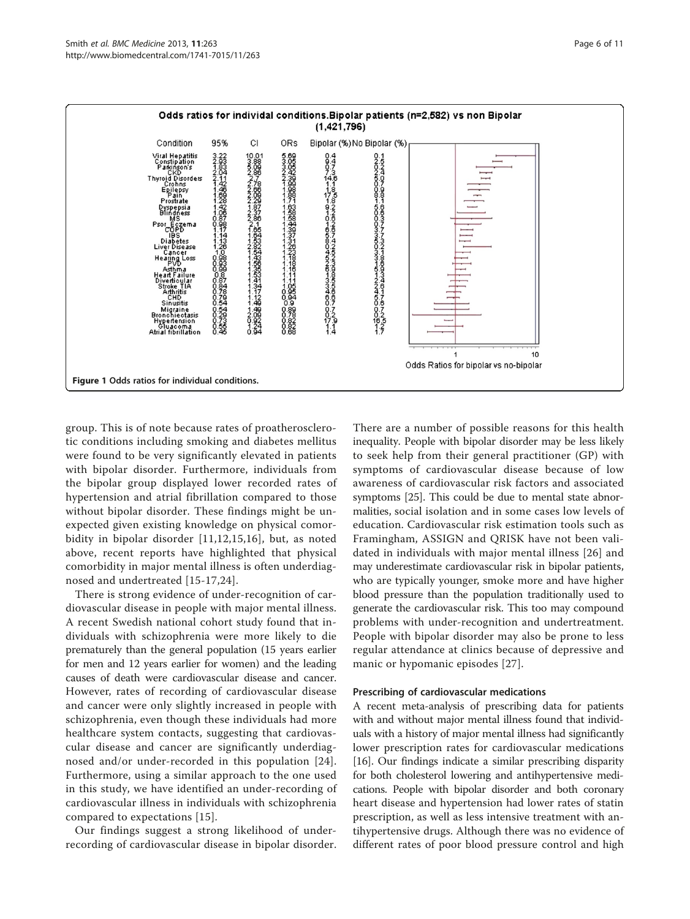Odds ratios for individal conditions.Bipolar patients (n=2,582) vs non Bipolar (1,421,796)

Condition 95% CI ORs Bipolar (%) No Bipolar (%)

Viral Hepatitis 3.22 10.01 5.69 0.4 0.1
Constipation 2.93 3.88 3.05 9.4 2.5
Parkinson's 1.83 5.09 3.05 0.7 0.2
CKD 2.04 2.86 2.42 7.3 2.4
Thyroid Disorders 2.11 2.7 2.39 14.6 5.0
Crohns 1.42 2.78 1.99 1.1 0.7
Epilepsy 1.46 2.66 1.98 1.8 0.9
Pain 1.69 2.09 1.88 17.5 8.8
Prostrate 1.28 2.29 1.71 1.8 1.1
Dyspepsia 1.42 1.87 1.63 9.2 5.6
Blindness 1.06 2.37 1.58 1.2 0.6
MS 0.87 2.86 1.58 0.6 0.3
Psor_Eczema 0.98 2.1 1.44 1.2 0.7
COPD 1.17 1.65 1.39 6.6 3.7
IBS 1.14 1.64 1.37 5.7 3.7
Diabetes 1.13 1.53 1.31 8.4 5.3
Liver Disease 1.26 2.82 1.26 0.2 0.2
Cancer 1.0 1.54 1.23 4.5 3.1
Hearing Loss 0.98 1.43 1.18 5.2 3.8
PVD 0.93 1.56 1.18 2.3 1.6
Asthma 0.99 1.35 1.16 6.9 5.9
Heart Failure 0.8 1.53 1.11 1.8 1.3
Diverticular 0.87 1.41 1.11 3.5 2.4
Stroke TIA 0.84 1.34 1.05 3.5 2.6
Arthritis 0.78 1.17 0.95 4.6 4.1
CHD 0.79 1.12 0.94 6.6 5.7
Sinusitis 0.54 1.49 0.9 0.7 0.6
Migraine 0.54 1.49 0.89 0.7 0.7
Bronchiectasis 0.29 2.09 0.78 0.2 0.2
Hypertension 0.73 0.92 0.82 17.9 16.5
Gluacoma 0.55 1.24 0.82 1.1 1.2
Atrial fibrillation 0.45 0.94 0.68 1.4 1.7

1 10

Odds Ratios for bipolar vs no-bipolar

**Figure 1 Odds ratios for individual conditions.**

group. This is of note because rates of proatherosclerotic conditions including smoking and diabetes mellitus were found to be very significantly elevated in patients with bipolar disorder. Furthermore, individuals from the bipolar group displayed lower recorded rates of hypertension and atrial fibrillation compared to those without bipolar disorder. These findings might be unexpected given existing knowledge on physical comorbidity in bipolar disorder [11,12,15,16], but, as noted above, recent reports have highlighted that physical comorbidity in major mental illness is often underdiagnosed and undertreated [15-17,24].

There is strong evidence of under-recognition of cardiovascular disease in people with major mental illness. A recent Swedish national cohort study found that individuals with schizophrenia were more likely to die prematurely than the general population (15 years earlier for men and 12 years earlier for women) and the leading causes of death were cardiovascular disease and cancer. However, rates of recording of cardiovascular disease and cancer were only slightly increased in people with schizophrenia, even though these individuals had more healthcare system contacts, suggesting that cardiovascular disease and cancer are significantly underdiagnosed and/or under-recorded in this population [24]. Furthermore, using a similar approach to the one used in this study, we have identified an under-recording of cardiovascular illness in individuals with schizophrenia compared to expectations [15].

Our findings suggest a strong likelihood of under-recording of cardiovascular disease in bipolar disorder. There are a number of possible reasons for this health inequality. People with bipolar disorder may be less likely to seek help from their general practitioner (GP) with symptoms of cardiovascular disease because of low awareness of cardiovascular risk factors and associated symptoms [25]. This could be due to mental state abnormalities, social isolation and in some cases low levels of education. Cardiovascular risk estimation tools such as Framingham, ASSIGN and QRISK have not been validated in individuals with major mental illness [26] and may underestimate cardiovascular risk in bipolar patients, who are typically younger, smoke more and have higher blood pressure than the population traditionally used to generate the cardiovascular risk. This too may compound problems with under-recognition and undertreatment. People with bipolar disorder may also be prone to less regular attendance at clinics because of depressive and manic or hypomanic episodes [27].

#### Prescribing of cardiovascular medications

A recent meta-analysis of prescribing data for patients with and without major mental illness found that individuals with a history of major mental illness had significantly lower prescription rates for cardiovascular medications [16]. Our findings indicate a similar prescribing disparity for both cholesterol lowering and antihypertensive medications. People with bipolar disorder and both coronary heart disease and hypertension had lower rates of statin prescription, as well as less intensive treatment with antihypertensive drugs. Although there was no evidence of different rates of poor blood pressure control and high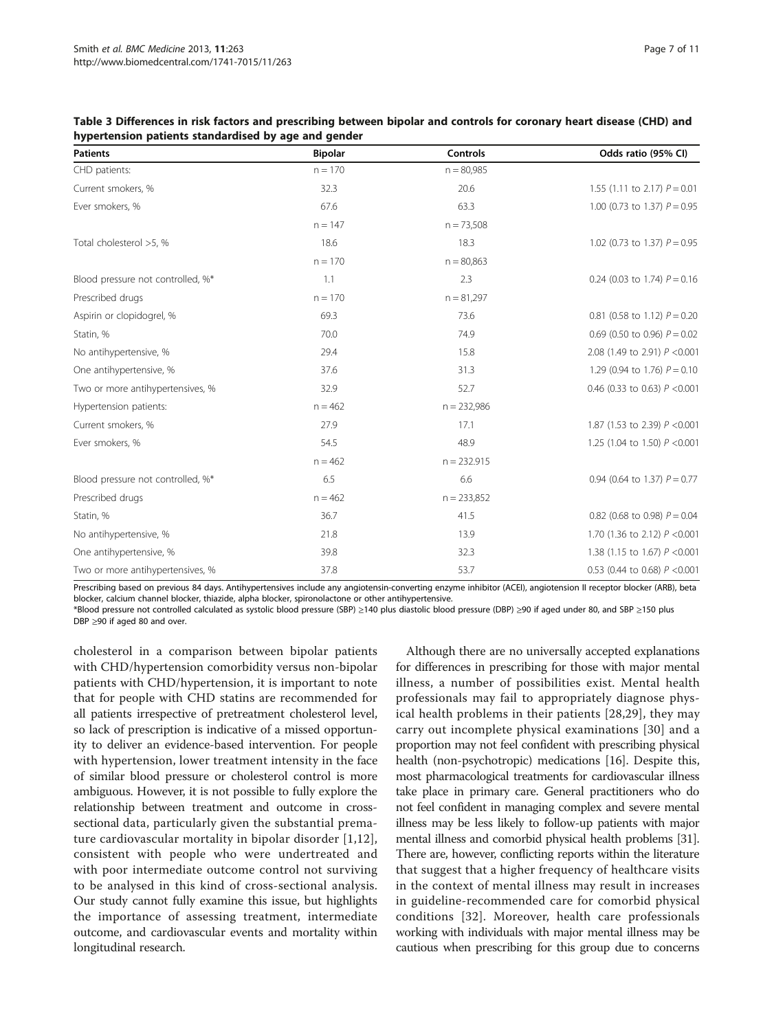**Table 3 Differences in risk factors and prescribing between bipolar and controls for coronary heart disease (CHD) and hypertension patients standardised by age and gender**

| Patients | Bipolar | Controls | Odds ratio (95% CI) |
|---|---|---|---|
| CHD patients: | n = 170 | n = 80,985 | |
| Current smokers, % | 32.3 | 20.6 | 1.55 (1.11 to 2.17) $P = 0.01$ |
| Ever smokers, % | 67.6 | 63.3 | 1.00 (0.73 to 1.37) $P = 0.95$ |
| | n = 147 | n = 73,508 | |
| Total cholesterol >5, % | 18.6 | 18.3 | 1.02 (0.73 to 1.37) $P = 0.95$ |
| | n = 170 | n = 80,863 | |
| Blood pressure not controlled, %* | 1.1 | 2.3 | 0.24 (0.03 to 1.74) $P = 0.16$ |
| Prescribed drugs | n = 170 | n = 81,297 | |
| Aspirin or clopidogrel, % | 69.3 | 73.6 | 0.81 (0.58 to 1.12) $P = 0.20$ |
| Statin, % | 70.0 | 74.9 | 0.69 (0.50 to 0.96) $P = 0.02$ |
| No antihypertensive, % | 29.4 | 15.8 | 2.08 (1.49 to 2.91) $P < 0.001$ |
| One antihypertensive, % | 37.6 | 31.3 | 1.29 (0.94 to 1.76) $P = 0.10$ |
| Two or more antihypertensives, % | 32.9 | 52.7 | 0.46 (0.33 to 0.63) $P < 0.001$ |
| Hypertension patients: | n = 462 | n = 232,986 | |
| Current smokers, % | 27.9 | 17.1 | 1.87 (1.53 to 2.39) $P < 0.001$ |
| Ever smokers, % | 54.5 | 48.9 | 1.25 (1.04 to 1.50) $P < 0.001$ |
| | n = 462 | n = 232.915 | |
| Blood pressure not controlled, %* | 6.5 | 6.6 | 0.94 (0.64 to 1.37) $P = 0.77$ |
| Prescribed drugs | n = 462 | n = 233,852 | |
| Statin, % | 36.7 | 41.5 | 0.82 (0.68 to 0.98) $P = 0.04$ |
| No antihypertensive, % | 21.8 | 13.9 | 1.70 (1.36 to 2.12) $P < 0.001$ |
| One antihypertensive, % | 39.8 | 32.3 | 1.38 (1.15 to 1.67) $P < 0.001$ |
| Two or more antihypertensives, % | 37.8 | 53.7 | 0.53 (0.44 to 0.68) $P < 0.001$ |

Prescribing based on previous 84 days. Antihypertensives include any angiotensin-converting enzyme inhibitor (ACEI), angiotension II receptor blocker (ARB), beta blocker, calcium channel blocker, thiazide, alpha blocker, spironolactone or other antihypertensive.
*Blood pressure not controlled calculated as systolic blood pressure (SBP) ≥140 plus diastolic blood pressure (DBP) ≥90 if aged under 80, and SBP ≥150 plus DBP ≥90 if aged 80 and over.

cholesterol in a comparison between bipolar patients with CHD/hypertension comorbidity versus non-bipolar patients with CHD/hypertension, it is important to note that for people with CHD statins are recommended for all patients irrespective of pretreatment cholesterol level, so lack of prescription is indicative of a missed opportunity to deliver an evidence-based intervention. For people with hypertension, lower treatment intensity in the face of similar blood pressure or cholesterol control is more ambiguous. However, it is not possible to fully explore the relationship between treatment and outcome in cross-sectional data, particularly given the substantial premature cardiovascular mortality in bipolar disorder [1,12], consistent with people who were undertreated and with poor intermediate outcome control not surviving to be analysed in this kind of cross-sectional analysis. Our study cannot fully examine this issue, but highlights the importance of assessing treatment, intermediate outcome, and cardiovascular events and mortality within longitudinal research.

Although there are no universally accepted explanations for differences in prescribing for those with major mental illness, a number of possibilities exist. Mental health professionals may fail to appropriately diagnose physical health problems in their patients [28,29], they may carry out incomplete physical examinations [30] and a proportion may not feel confident with prescribing physical health (non-psychotropic) medications [16]. Despite this, most pharmacological treatments for cardiovascular illness take place in primary care. General practitioners who do not feel confident in managing complex and severe mental illness may be less likely to follow-up patients with major mental illness and comorbid physical health problems [31]. There are, however, conflicting reports within the literature that suggest that a higher frequency of healthcare visits in the context of mental illness may result in increases in guideline-recommended care for comorbid physical conditions [32]. Moreover, health care professionals working with individuals with major mental illness may be cautious when prescribing for this group due to concerns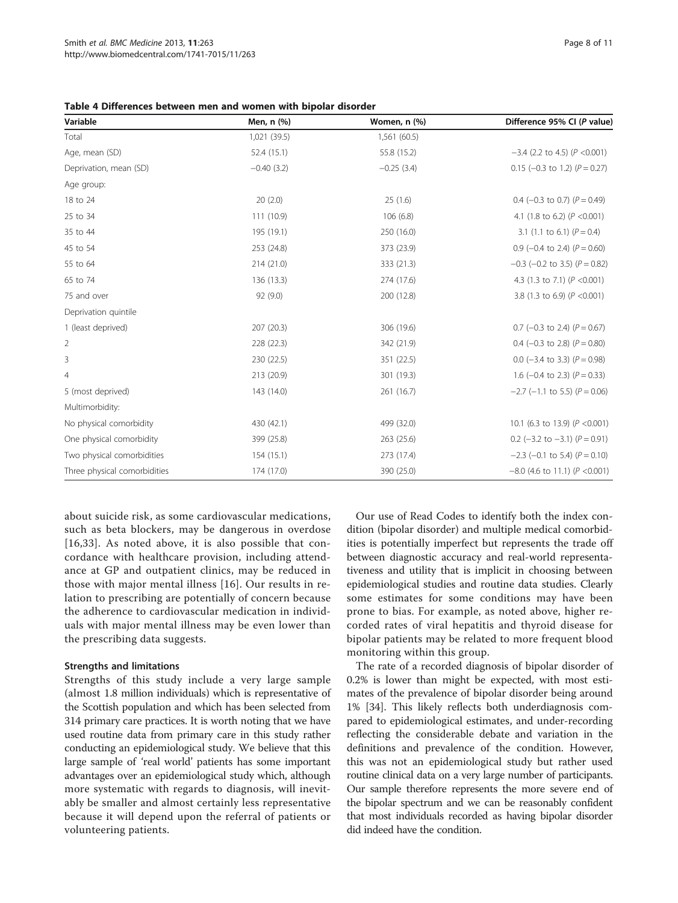**Table 4 Differences between men and women with bipolar disorder**

| Variable | Men, n (%) | Women, n (%) | Difference 95% CI (*P* value) |
|---|---|---|---|
| Total | 1,021 (39.5) | 1,561 (60.5) | |
| Age, mean (SD) | 52.4 (15.1) | 55.8 (15.2) | −3.4 (2.2 to 4.5) (*P* <0.001) |
| Deprivation, mean (SD) | −0.40 (3.2) | −0.25 (3.4) | 0.15 (−0.3 to 1.2) (*P* = 0.27) |
| Age group: | | | |
| 18 to 24 | 20 (2.0) | 25 (1.6) | 0.4 (−0.3 to 0.7) (*P* = 0.49) |
| 25 to 34 | 111 (10.9) | 106 (6.8) | 4.1 (1.8 to 6.2) (*P* <0.001) |
| 35 to 44 | 195 (19.1) | 250 (16.0) | 3.1 (1.1 to 6.1) (*P* = 0.4) |
| 45 to 54 | 253 (24.8) | 373 (23.9) | 0.9 (−0.4 to 2.4) (*P* = 0.60) |
| 55 to 64 | 214 (21.0) | 333 (21.3) | −0.3 (−0.2 to 3.5) (*P* = 0.82) |
| 65 to 74 | 136 (13.3) | 274 (17.6) | 4.3 (1.3 to 7.1) (*P* <0.001) |
| 75 and over | 92 (9.0) | 200 (12.8) | 3.8 (1.3 to 6.9) (*P* <0.001) |
| Deprivation quintile | | | |
| 1 (least deprived) | 207 (20.3) | 306 (19.6) | 0.7 (−0.3 to 2.4) (*P* = 0.67) |
| 2 | 228 (22.3) | 342 (21.9) | 0.4 (−0.3 to 2.8) (*P* = 0.80) |
| 3 | 230 (22.5) | 351 (22.5) | 0.0 (−3.4 to 3.3) (*P* = 0.98) |
| 4 | 213 (20.9) | 301 (19.3) | 1.6 (−0.4 to 2.3) (*P* = 0.33) |
| 5 (most deprived) | 143 (14.0) | 261 (16.7) | −2.7 (−1.1 to 5.5) (*P* = 0.06) |
| Multimorbidity: | | | |
| No physical comorbidity | 430 (42.1) | 499 (32.0) | 10.1 (6.3 to 13.9) (*P* <0.001) |
| One physical comorbidity | 399 (25.8) | 263 (25.6) | 0.2 (−3.2 to −3.1) (*P* = 0.91) |
| Two physical comorbidities | 154 (15.1) | 273 (17.4) | −2.3 (−0.1 to 5.4) (*P* = 0.10) |
| Three physical comorbidities | 174 (17.0) | 390 (25.0) | −8.0 (4.6 to 11.1) (*P* <0.001) |

about suicide risk, as some cardiovascular medications, such as beta blockers, may be dangerous in overdose [16,33]. As noted above, it is also possible that concordance with healthcare provision, including attendance at GP and outpatient clinics, may be reduced in those with major mental illness [16]. Our results in relation to prescribing are potentially of concern because the adherence to cardiovascular medication in individuals with major mental illness may be even lower than the prescribing data suggests.

### Strengths and limitations

Strengths of this study include a very large sample (almost 1.8 million individuals) which is representative of the Scottish population and which has been selected from 314 primary care practices. It is worth noting that we have used routine data from primary care in this study rather conducting an epidemiological study. We believe that this large sample of 'real world' patients has some important advantages over an epidemiological study which, although more systematic with regards to diagnosis, will inevitably be smaller and almost certainly less representative because it will depend upon the referral of patients or volunteering patients.

Our use of Read Codes to identify both the index condition (bipolar disorder) and multiple medical comorbidities is potentially imperfect but represents the trade off between diagnostic accuracy and real-world representativeness and utility that is implicit in choosing between epidemiological studies and routine data studies. Clearly some estimates for some conditions may have been prone to bias. For example, as noted above, higher recorded rates of viral hepatitis and thyroid disease for bipolar patients may be related to more frequent blood monitoring within this group.

The rate of a recorded diagnosis of bipolar disorder of 0.2% is lower than might be expected, with most estimates of the prevalence of bipolar disorder being around 1% [34]. This likely reflects both underdiagnosis compared to epidemiological estimates, and under-recording reflecting the considerable debate and variation in the definitions and prevalence of the condition. However, this was not an epidemiological study but rather used routine clinical data on a very large number of participants. Our sample therefore represents the more severe end of the bipolar spectrum and we can be reasonably confident that most individuals recorded as having bipolar disorder did indeed have the condition.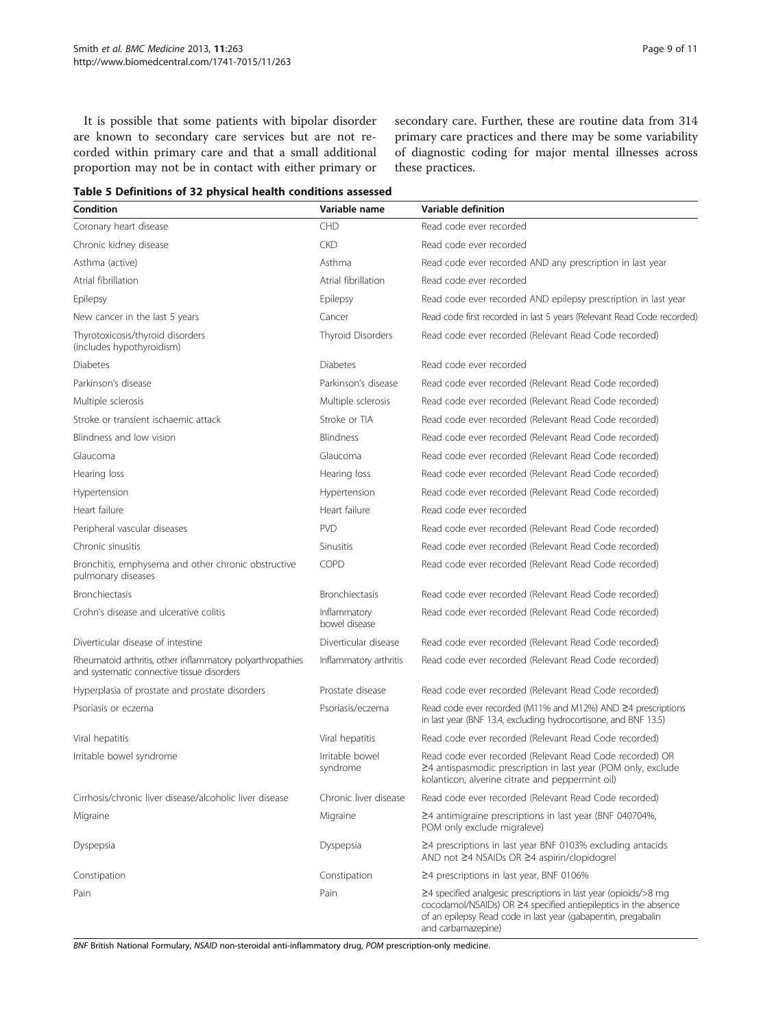It is possible that some patients with bipolar disorder are known to secondary care services but are not recorded within primary care and that a small additional proportion may not be in contact with either primary or secondary care. Further, these are routine data from 314 primary care practices and there may be some variability of diagnostic coding for major mental illnesses across these practices.

**Table 5 Definitions of 32 physical health conditions assessed**

| Condition | Variable name | Variable definition |
| --- | --- | --- |
| Coronary heart disease | CHD | Read code ever recorded |
| Chronic kidney disease | CKD | Read code ever recorded |
| Asthma (active) | Asthma | Read code ever recorded AND any prescription in last year |
| Atrial fibrillation | Atrial fibrillation | Read code ever recorded |
| Epilepsy | Epilepsy | Read code ever recorded AND epilepsy prescription in last year |
| New cancer in the last 5 years | Cancer | Read code first recorded in last 5 years (Relevant Read Code recorded) |
| Thyrotoxicosis/thyroid disorders (includes hypothyroidism) | Thyroid Disorders | Read code ever recorded (Relevant Read Code recorded) |
| Diabetes | Diabetes | Read code ever recorded |
| Parkinson's disease | Parkinson's disease | Read code ever recorded (Relevant Read Code recorded) |
| Multiple sclerosis | Multiple sclerosis | Read code ever recorded (Relevant Read Code recorded) |
| Stroke or transient ischaemic attack | Stroke or TIA | Read code ever recorded (Relevant Read Code recorded) |
| Blindness and low vision | Blindness | Read code ever recorded (Relevant Read Code recorded) |
| Glaucoma | Glaucoma | Read code ever recorded (Relevant Read Code recorded) |
| Hearing loss | Hearing loss | Read code ever recorded (Relevant Read Code recorded) |
| Hypertension | Hypertension | Read code ever recorded (Relevant Read Code recorded) |
| Heart failure | Heart failure | Read code ever recorded |
| Peripheral vascular diseases | PVD | Read code ever recorded (Relevant Read Code recorded) |
| Chronic sinusitis | Sinusitis | Read code ever recorded (Relevant Read Code recorded) |
| Bronchitis, emphysema and other chronic obstructive pulmonary diseases | COPD | Read code ever recorded (Relevant Read Code recorded) |
| Bronchiectasis | Bronchiectasis | Read code ever recorded (Relevant Read Code recorded) |
| Crohn's disease and ulcerative colitis | Inflammatory bowel disease | Read code ever recorded (Relevant Read Code recorded) |
| Diverticular disease of intestine | Diverticular disease | Read code ever recorded (Relevant Read Code recorded) |
| Rheumatoid arthritis, other inflammatory polyarthropathies and systematic connective tissue disorders | Inflammatory arthritis | Read code ever recorded (Relevant Read Code recorded) |
| Hyperplasia of prostate and prostate disorders | Prostate disease | Read code ever recorded (Relevant Read Code recorded) |
| Psoriasis or eczema | Psoriasis/eczema | Read code ever recorded (M11% and M12%) AND ≥4 prescriptions in last year (BNF 13.4, excluding hydrocortisone, and BNF 13.5) |
| Viral hepatitis | Viral hepatitis | Read code ever recorded (Relevant Read Code recorded) |
| Irritable bowel syndrome | Irritable bowel syndrome | Read code ever recorded (Relevant Read Code recorded) OR ≥4 antispasmodic prescription in last year (POM only, exclude kolanticon, alverine citrate and peppermint oil) |
| Cirrhosis/chronic liver disease/alcoholic liver disease | Chronic liver disease | Read code ever recorded (Relevant Read Code recorded) |
| Migraine | Migraine | ≥4 antimigraine prescriptions in last year (BNF 040704%, POM only exclude migraleve) |
| Dyspepsia | Dyspepsia | ≥4 prescriptions in last year BNF 0103% excluding antacids AND not ≥4 NSAIDs OR ≥4 aspirin/clopidogrel |
| Constipation | Constipation | ≥4 prescriptions in last year, BNF 0106% |
| Pain | Pain | ≥4 specified analgesic prescriptions in last year (opioids/>8 mg cocodamol/NSAIDs) OR ≥4 specified antiepileptics in the absence of an epilepsy Read code in last year (gabapentin, pregabalin and carbamazepine) |

*BNF* British National Formulary, *NSAID* non-steroidal anti-inflammatory drug, *POM* prescription-only medicine.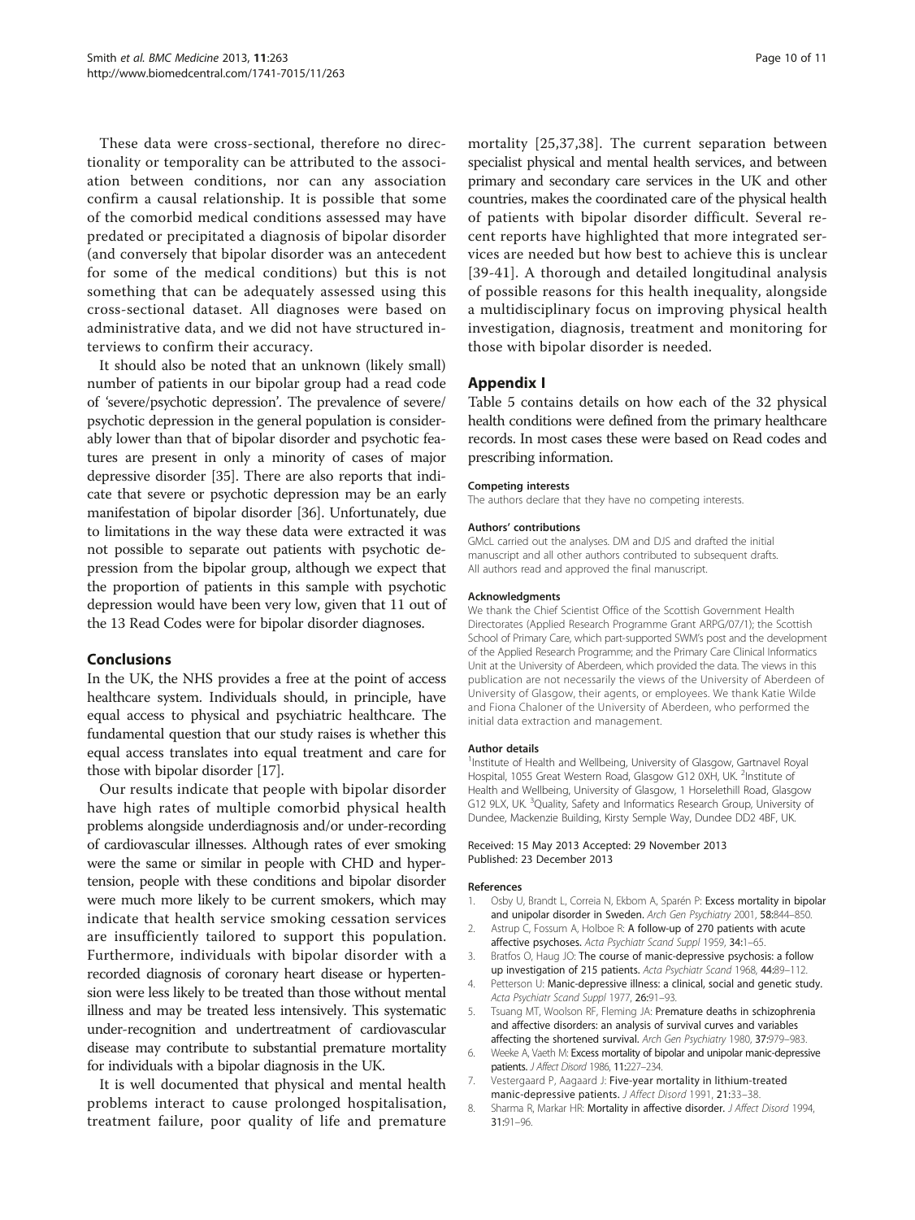These data were cross-sectional, therefore no directionality or temporality can be attributed to the association between conditions, nor can any association confirm a causal relationship. It is possible that some of the comorbid medical conditions assessed may have predated or precipitated a diagnosis of bipolar disorder (and conversely that bipolar disorder was an antecedent for some of the medical conditions) but this is not something that can be adequately assessed using this cross-sectional dataset. All diagnoses were based on administrative data, and we did not have structured interviews to confirm their accuracy.

It should also be noted that an unknown (likely small) number of patients in our bipolar group had a read code of 'severe/psychotic depression'. The prevalence of severe/psychotic depression in the general population is considerably lower than that of bipolar disorder and psychotic features are present in only a minority of cases of major depressive disorder [35]. There are also reports that indicate that severe or psychotic depression may be an early manifestation of bipolar disorder [36]. Unfortunately, due to limitations in the way these data were extracted it was not possible to separate out patients with psychotic depression from the bipolar group, although we expect that the proportion of patients in this sample with psychotic depression would have been very low, given that 11 out of the 13 Read Codes were for bipolar disorder diagnoses.

## Conclusions

In the UK, the NHS provides a free at the point of access healthcare system. Individuals should, in principle, have equal access to physical and psychiatric healthcare. The fundamental question that our study raises is whether this equal access translates into equal treatment and care for those with bipolar disorder [17].

Our results indicate that people with bipolar disorder have high rates of multiple comorbid physical health problems alongside underdiagnosis and/or under-recording of cardiovascular illnesses. Although rates of ever smoking were the same or similar in people with CHD and hypertension, people with these conditions and bipolar disorder were much more likely to be current smokers, which may indicate that health service smoking cessation services are insufficiently tailored to support this population. Furthermore, individuals with bipolar disorder with a recorded diagnosis of coronary heart disease or hypertension were less likely to be treated than those without mental illness and may be treated less intensively. This systematic under-recognition and undertreatment of cardiovascular disease may contribute to substantial premature mortality for individuals with a bipolar diagnosis in the UK.

It is well documented that physical and mental health problems interact to cause prolonged hospitalisation, treatment failure, poor quality of life and premature mortality [25,37,38]. The current separation between specialist physical and mental health services, and between primary and secondary care services in the UK and other countries, makes the coordinated care of the physical health of patients with bipolar disorder difficult. Several recent reports have highlighted that more integrated services are needed but how best to achieve this is unclear [39-41]. A thorough and detailed longitudinal analysis of possible reasons for this health inequality, alongside a multidisciplinary focus on improving physical health investigation, diagnosis, treatment and monitoring for those with bipolar disorder is needed.

## Appendix I

Table 5 contains details on how each of the 32 physical health conditions were defined from the primary healthcare records. In most cases these were based on Read codes and prescribing information.

#### Competing interests

The authors declare that they have no competing interests.

#### Authors' contributions

GMcL carried out the analyses. DM and DJS and drafted the initial manuscript and all other authors contributed to subsequent drafts. All authors read and approved the final manuscript.

#### Acknowledgments

We thank the Chief Scientist Office of the Scottish Government Health Directorates (Applied Research Programme Grant ARPG/07/1); the Scottish School of Primary Care, which part-supported SWM's post and the development of the Applied Research Programme; and the Primary Care Clinical Informatics Unit at the University of Aberdeen, which provided the data. The views in this publication are not necessarily the views of the University of Aberdeen of University of Glasgow, their agents, or employees. We thank Katie Wilde and Fiona Chaloner of the University of Aberdeen, who performed the initial data extraction and management.

#### Author details

[1]Institute of Health and Wellbeing, University of Glasgow, Gartnavel Royal Hospital, 1055 Great Western Road, Glasgow G12 0XH, UK. [2]Institute of Health and Wellbeing, University of Glasgow, 1 Horselethill Road, Glasgow G12 9LX, UK. [3]Quality, Safety and Informatics Research Group, University of Dundee, Mackenzie Building, Kirsty Semple Way, Dundee DD2 4BF, UK.

Received: 15 May 2013 Accepted: 29 November 2013
Published: 23 December 2013

#### References

1. Osby U, Brandt L, Correia N, Ekbom A, Sparén P: **Excess mortality in bipolar and unipolar disorder in Sweden.** *Arch Gen Psychiatry* 2001, **58:**844–850.
2. Astrup C, Fossum A, Holboe R: **A follow-up of 270 patients with acute affective psychoses.** *Acta Psychiatr Scand Suppl* 1959, **34:**1–65.
3. Bratfos O, Haug JO: **The course of manic-depressive psychosis: a follow up investigation of 215 patients.** *Acta Psychiatr Scand* 1968, **44:**89–112.
4. Petterson U: **Manic-depressive illness: a clinical, social and genetic study.** *Acta Psychiatr Scand Suppl* 1977, **26:**91–93.
5. Tsuang MT, Woolson RF, Fleming JA: **Premature deaths in schizophrenia and affective disorders: an analysis of survival curves and variables affecting the shortened survival.** *Arch Gen Psychiatry* 1980, **37:**979–983.
6. Weeke A, Vaeth M: **Excess mortality of bipolar and unipolar manic-depressive patients.** *J Affect Disord* 1986, **11:**227–234.
7. Vestergaard P, Aagaard J: **Five-year mortality in lithium-treated manic-depressive patients.** *J Affect Disord* 1991, **21:**33–38.
8. Sharma R, Markar HR: **Mortality in affective disorder.** *J Affect Disord* 1994, **31:**91–96.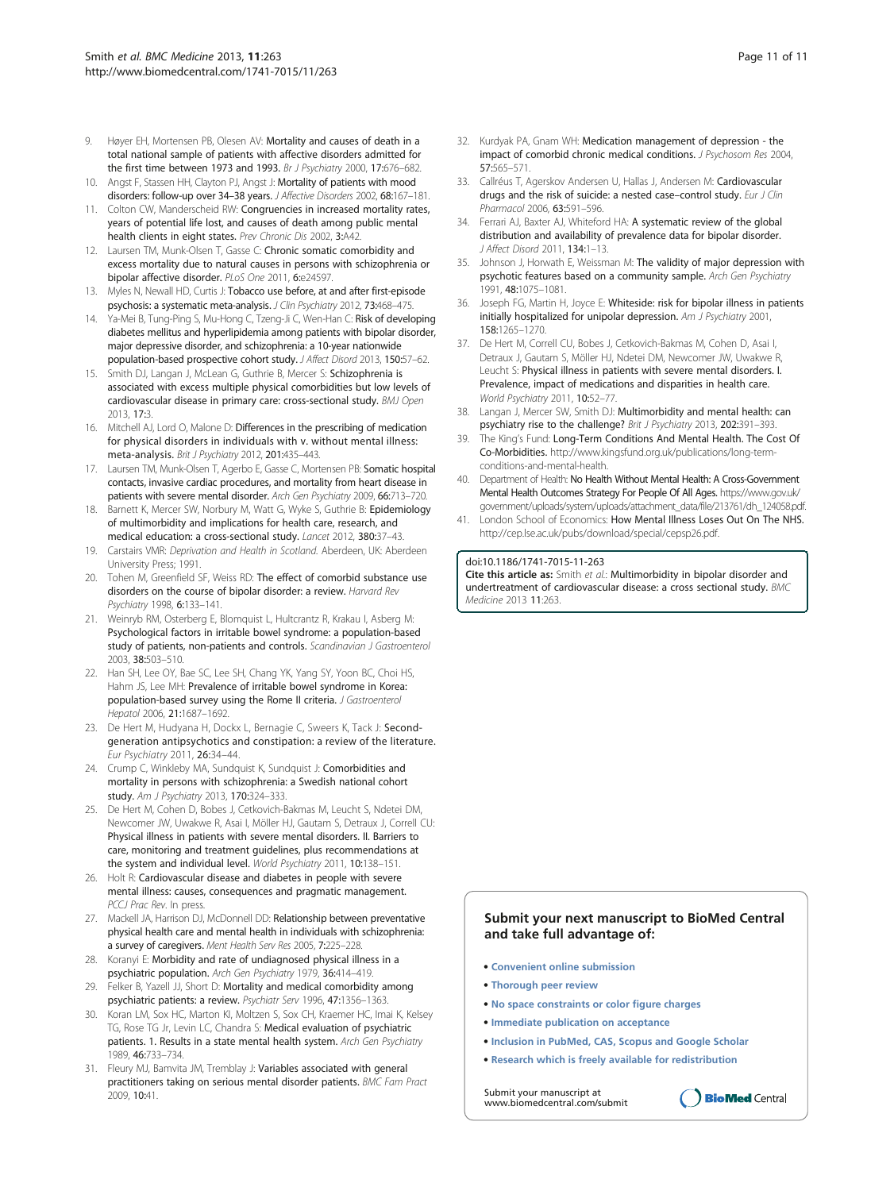9. Høyer EH, Mortensen PB, Olesen AV: **Mortality and causes of death in a total national sample of patients with affective disorders admitted for the first time between 1973 and 1993.** *Br J Psychiatry* 2000, **17:**676–682.
10. Angst F, Stassen HH, Clayton PJ, Angst J: **Mortality of patients with mood disorders: follow-up over 34–38 years.** *J Affective Disorders* 2002, **68:**167–181.
11. Colton CW, Manderscheid RW: **Congruencies in increased mortality rates, years of potential life lost, and causes of death among public mental health clients in eight states.** *Prev Chronic Dis* 2002, **3:**A42.
12. Laursen TM, Munk-Olsen T, Gasse C: **Chronic somatic comorbidity and excess mortality due to natural causes in persons with schizophrenia or bipolar affective disorder.** *PLoS One* 2011, **6:**e24597.
13. Myles N, Newall HD, Curtis J: **Tobacco use before, at and after first-episode psychosis: a systematic meta-analysis.** *J Clin Psychiatry* 2012, **73:**468–475.
14. Ya-Mei B, Tung-Ping S, Mu-Hong C, Tzeng-Ji C, Wen-Han C: **Risk of developing diabetes mellitus and hyperlipidemia among patients with bipolar disorder, major depressive disorder, and schizophrenia: a 10-year nationwide population-based prospective cohort study.** *J Affect Disord* 2013, **150:**57–62.
15. Smith DJ, Langan J, McLean G, Guthrie B, Mercer S: **Schizophrenia is associated with excess multiple physical comorbidities but low levels of cardiovascular disease in primary care: cross-sectional study.** *BMJ Open* 2013, **17:**3.
16. Mitchell AJ, Lord O, Malone D: **Differences in the prescribing of medication for physical disorders in individuals with v. without mental illness: meta-analysis.** *Brit J Psychiatry* 2012, **201:**435–443.
17. Laursen TM, Munk-Olsen T, Agerbo E, Gasse C, Mortensen PB: **Somatic hospital contacts, invasive cardiac procedures, and mortality from heart disease in patients with severe mental disorder.** *Arch Gen Psychiatry* 2009, **66:**713–720.
18. Barnett K, Mercer SW, Norbury M, Watt G, Wyke S, Guthrie B: **Epidemiology of multimorbidity and implications for health care, research, and medical education: a cross-sectional study.** *Lancet* 2012, **380:**37–43.
19. Carstairs VMR: *Deprivation and Health in Scotland.* Aberdeen, UK: Aberdeen University Press; 1991.
20. Tohen M, Greenfield SF, Weiss RD: **The effect of comorbid substance use disorders on the course of bipolar disorder: a review.** *Harvard Rev Psychiatry* 1998, **6:**133–141.
21. Weinryb RM, Osterberg E, Blomquist L, Hultcrantz R, Krakau I, Asberg M: **Psychological factors in irritable bowel syndrome: a population-based study of patients, non-patients and controls.** *Scandinavian J Gastroenterol* 2003, **38:**503–510.
22. Han SH, Lee OY, Bae SC, Lee SH, Chang YK, Yang SY, Yoon BC, Choi HS, Hahm JS, Lee MH: **Prevalence of irritable bowel syndrome in Korea: population-based survey using the Rome II criteria.** *J Gastroenterol Hepatol* 2006, **21:**1687–1692.
23. De Hert M, Hudyana H, Dockx L, Bernagie C, Sweers K, Tack J: **Second-generation antipsychotics and constipation: a review of the literature.** *Eur Psychiatry* 2011, **26:**34–44.
24. Crump C, Winkleby MA, Sundquist K, Sundquist J: **Comorbidities and mortality in persons with schizophrenia: a Swedish national cohort study.** *Am J Psychiatry* 2013, **170:**324–333.
25. De Hert M, Cohen D, Bobes J, Cetkovich-Bakmas M, Leucht S, Ndetei DM, Newcomer JW, Uwakwe R, Asai I, Möller HJ, Gautam S, Detraux J, Correll CU: **Physical illness in patients with severe mental disorders. II. Barriers to care, monitoring and treatment guidelines, plus recommendations at the system and individual level.** *World Psychiatry* 2011, **10:**138–151.
26. Holt R: **Cardiovascular disease and diabetes in people with severe mental illness: causes, consequences and pragmatic management.** *PCCJ Prac Rev*. In press.
27. Mackell JA, Harrison DJ, McDonnell DD: **Relationship between preventative physical health care and mental health in individuals with schizophrenia: a survey of caregivers.** *Ment Health Serv Res* 2005, **7:**225–228.
28. Koranyi E: **Morbidity and rate of undiagnosed physical illness in a psychiatric population.** *Arch Gen Psychiatry* 1979, **36:**414–419.
29. Felker B, Yazell JJ, Short D: **Mortality and medical comorbidity among psychiatric patients: a review.** *Psychiatr Serv* 1996, **47:**1356–1363.
30. Koran LM, Sox HC, Marton KI, Moltzen S, Sox CH, Kraemer HC, Imai K, Kelsey TG, Rose TG Jr, Levin LC, Chandra S: **Medical evaluation of psychiatric patients. 1. Results in a state mental health system.** *Arch Gen Psychiatry* 1989, **46:**733–734.
31. Fleury MJ, Bamvita JM, Tremblay J: **Variables associated with general practitioners taking on serious mental disorder patients.** *BMC Fam Pract* 2009, **10:**41.
32. Kurdyak PA, Gnam WH: **Medication management of depression - the impact of comorbid chronic medical conditions.** *J Psychosom Res* 2004, **57:**565–571.
33. Callréus T, Agerskov Andersen U, Hallas J, Andersen M: **Cardiovascular drugs and the risk of suicide: a nested case–control study.** *Eur J Clin Pharmacol* 2006, **63:**591–596.
34. Ferrari AJ, Baxter AJ, Whiteford HA: **A systematic review of the global distribution and availability of prevalence data for bipolar disorder.** *J Affect Disord* 2011, **134:**1–13.
35. Johnson J, Horwath E, Weissman M: **The validity of major depression with psychotic features based on a community sample.** *Arch Gen Psychiatry* 1991, **48:**1075–1081.
36. Joseph FG, Martin H, Joyce E: **Whiteside: risk for bipolar illness in patients initially hospitalized for unipolar depression.** *Am J Psychiatry* 2001, **158:**1265–1270.
37. De Hert M, Correll CU, Bobes J, Cetkovich-Bakmas M, Cohen D, Asai I, Detraux J, Gautam S, Möller HJ, Ndetei DM, Newcomer JW, Uwakwe R, Leucht S: **Physical illness in patients with severe mental disorders. I. Prevalence, impact of medications and disparities in health care.** *World Psychiatry* 2011, **10:**52–77.
38. Langan J, Mercer SW, Smith DJ: **Multimorbidity and mental health: can psychiatry rise to the challenge?** *Brit J Psychiatry* 2013, **202:**391–393.
39. The King's Fund: **Long-Term Conditions And Mental Health. The Cost Of Co-Morbidities.** http://www.kingsfund.org.uk/publications/long-term-conditions-and-mental-health.
40. Department of Health: **No Health Without Mental Health: A Cross-Government Mental Health Outcomes Strategy For People Of All Ages.** https://www.gov.uk/government/uploads/system/uploads/attachment_data/file/213761/dh_124058.pdf.
41. London School of Economics: **How Mental Illness Loses Out On The NHS.** http://cep.lse.ac.uk/pubs/download/special/cepsp26.pdf.

doi:10.1186/1741-7015-11-263

**Cite this article as:** Smith *et al.*: Multimorbidity in bipolar disorder and undertreatment of cardiovascular disease: a cross sectional study. *BMC Medicine* 2013 **11**:263.

**Submit your next manuscript to BioMed Central and take full advantage of:**

- **Convenient online submission**
- **Thorough peer review**
- **No space constraints or color figure charges**
- **Immediate publication on acceptance**
- **Inclusion in PubMed, CAS, Scopus and Google Scholar**
- **Research which is freely available for redistribution**

Submit your manuscript at
www.biomedcentral.com/submit

BioMed Central